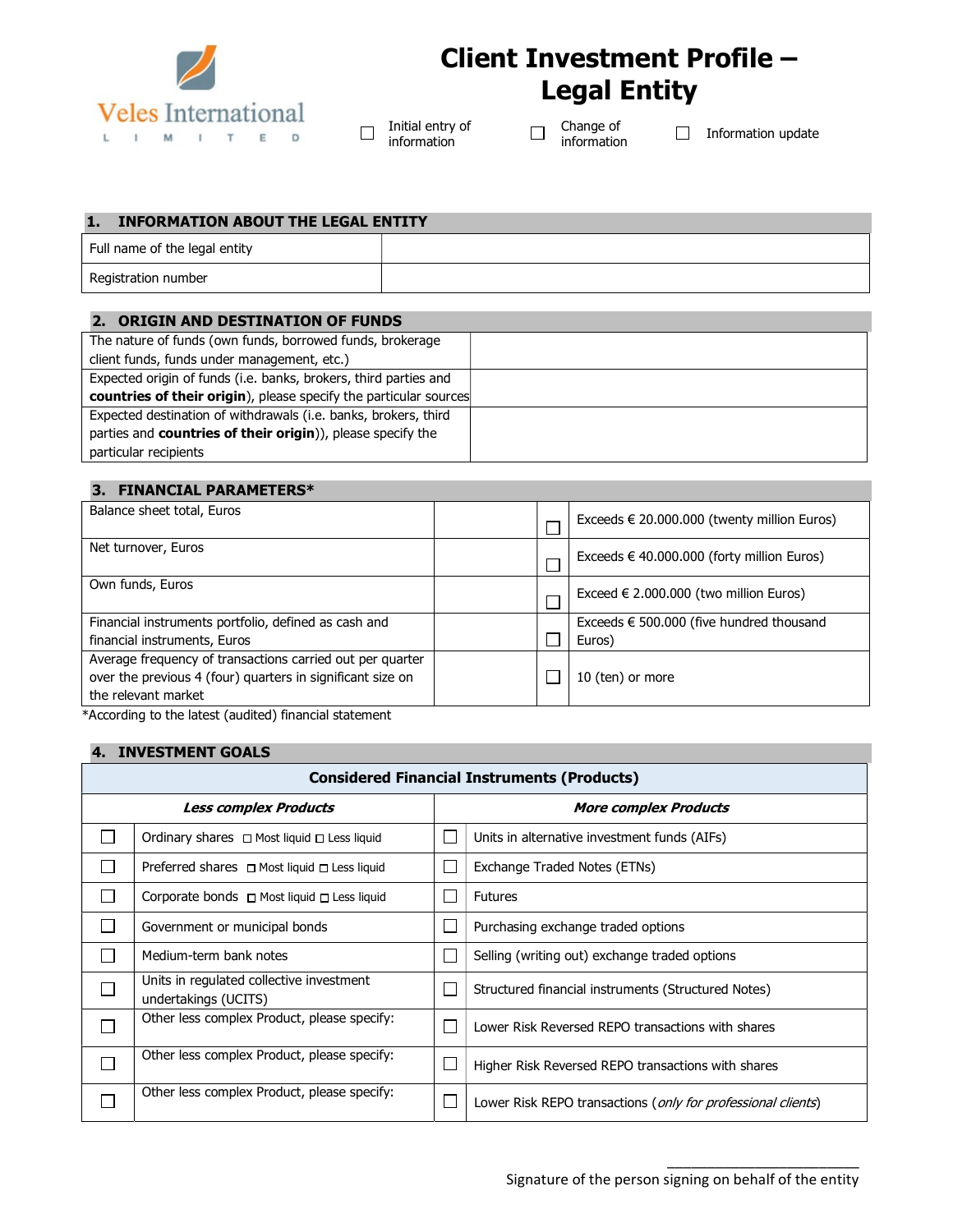Veles International LIMITED

# Client Investment Profile – Legal Entity

☐ Initial entry of information ☐ Change of information ☐ Information update

## 1. INFORMATION ABOUT THE LEGAL ENTITY

| | |
|---|---|
| Full name of the legal entity | |
| Registration number | |

## 2. ORIGIN AND DESTINATION OF FUNDS

| | |
|---|---|
| The nature of funds (own funds, borrowed funds, brokerage client funds, funds under management, etc.) | |
| Expected origin of funds (i.e. banks, brokers, third parties and **countries of their origin**), please specify the particular sources | |
| Expected destination of withdrawals (i.e. banks, brokers, third parties and **countries of their origin**)), please specify the particular recipients | |

## 3. FINANCIAL PARAMETERS*

| | | | |
|---|---|---|---|
| Balance sheet total, Euros | | ☐ | Exceeds € 20.000.000 (twenty million Euros) |
| Net turnover, Euros | | ☐ | Exceeds € 40.000.000 (forty million Euros) |
| Own funds, Euros | | ☐ | Exceed € 2.000.000 (two million Euros) |
| Financial instruments portfolio, defined as cash and financial instruments, Euros | | ☐ | Exceeds € 500.000 (five hundred thousand Euros) |
| Average frequency of transactions carried out per quarter over the previous 4 (four) quarters in significant size on the relevant market | | ☐ | 10 (ten) or more |

*According to the latest (audited) financial statement

## 4. INVESTMENT GOALS

**Considered Financial Instruments (Products)**

| | ***Less complex Products*** | | ***More complex Products*** |
|---|---|---|---|
| ☐ | Ordinary shares ☐ Most liquid ☐ Less liquid | ☐ | Units in alternative investment funds (AIFs) |
| ☐ | Preferred shares ☐ Most liquid ☐ Less liquid | ☐ | Exchange Traded Notes (ETNs) |
| ☐ | Corporate bonds ☐ Most liquid ☐ Less liquid | ☐ | Futures |
| ☐ | Government or municipal bonds | ☐ | Purchasing exchange traded options |
| ☐ | Medium-term bank notes | ☐ | Selling (writing out) exchange traded options |
| ☐ | Units in regulated collective investment undertakings (UCITS) | ☐ | Structured financial instruments (Structured Notes) |
| ☐ | Other less complex Product, please specify: | ☐ | Lower Risk Reversed REPO transactions with shares |
| ☐ | Other less complex Product, please specify: | ☐ | Higher Risk Reversed REPO transactions with shares |
| ☐ | Other less complex Product, please specify: | ☐ | Lower Risk REPO transactions (*only for professional clients*) |

_________________________

Signature of the person signing on behalf of the entity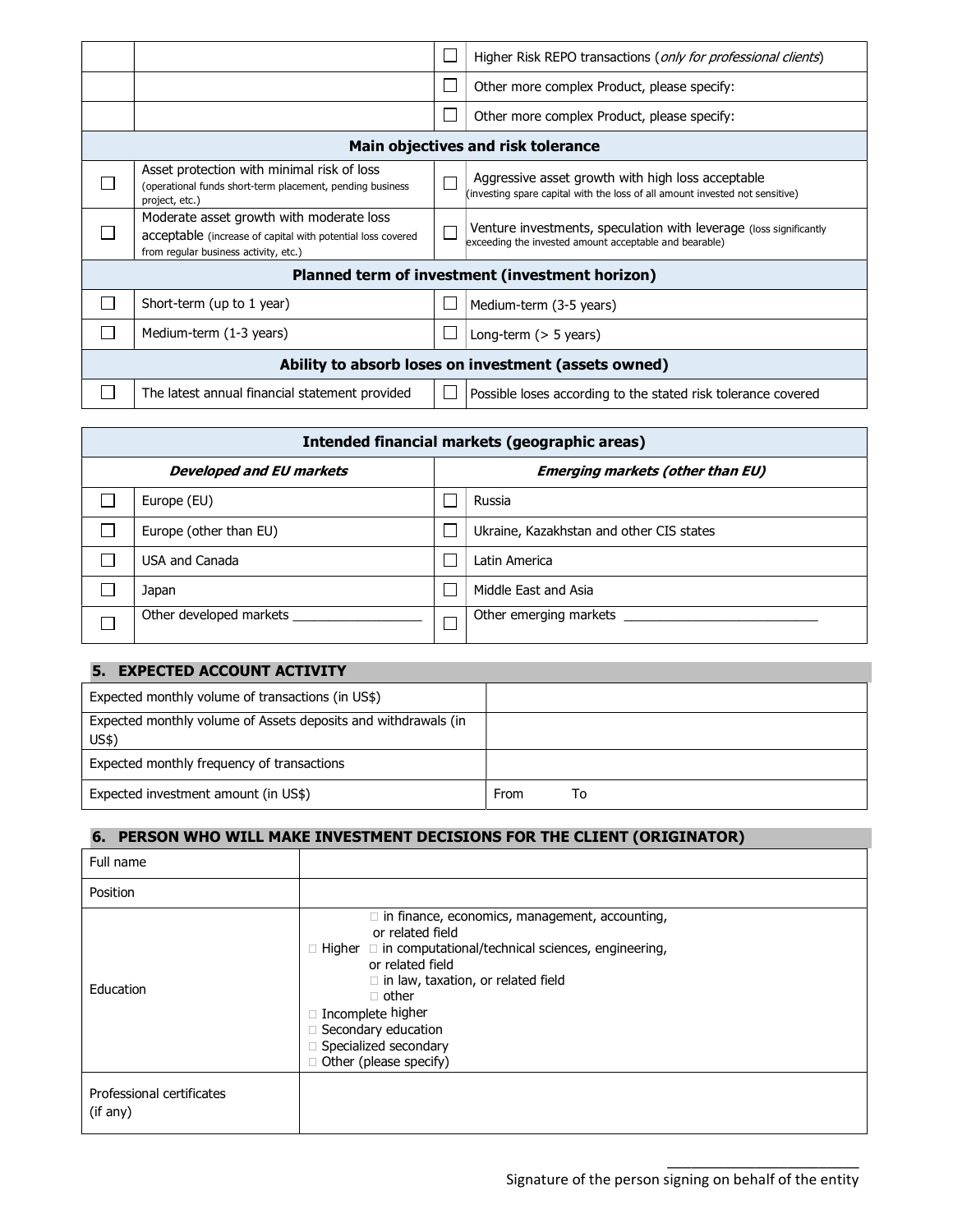| | | | |
|---|---|---|---|
| | | ☐ | Higher Risk REPO transactions (*only for professional clients*) |
| | | ☐ | Other more complex Product, please specify: |
| | | ☐ | Other more complex Product, please specify: |
| **Main objectives and risk tolerance** | | | |
| ☐ | Asset protection with minimal risk of loss (operational funds short-term placement, pending business project, etc.) | ☐ | Aggressive asset growth with high loss acceptable (investing spare capital with the loss of all amount invested not sensitive) |
| ☐ | Moderate asset growth with moderate loss acceptable (increase of capital with potential loss covered from regular business activity, etc.) | ☐ | Venture investments, speculation with leverage (loss significantly exceeding the invested amount acceptable and bearable) |
| **Planned term of investment (investment horizon)** | | | |
| ☐ | Short-term (up to 1 year) | ☐ | Medium-term (3-5 years) |
| ☐ | Medium-term (1-3 years) | ☐ | Long-term (> 5 years) |
| **Ability to absorb loses on investment (assets owned)** | | | |
| ☐ | The latest annual financial statement provided | ☐ | Possible loses according to the stated risk tolerance covered |

| **Intended financial markets (geographic areas)** | | | |
|---|---|---|---|
| ***Developed and EU markets*** | | ***Emerging markets (other than EU)*** | |
| ☐ | Europe (EU) | ☐ | Russia |
| ☐ | Europe (other than EU) | ☐ | Ukraine, Kazakhstan and other CIS states |
| ☐ | USA and Canada | ☐ | Latin America |
| ☐ | Japan | ☐ | Middle East and Asia |
| ☐ | Other developed markets __________________ | ☐ | Other emerging markets ___________________________ |

## 5. EXPECTED ACCOUNT ACTIVITY

| | |
|---|---|
| Expected monthly volume of transactions (in US$) | |
| Expected monthly volume of Assets deposits and withdrawals (in US$) | |
| Expected monthly frequency of transactions | |
| Expected investment amount (in US$) | From To |

## 6. PERSON WHO WILL MAKE INVESTMENT DECISIONS FOR THE CLIENT (ORIGINATOR)

| | |
|---|---|
| Full name | |
| Position | |
| Education | ☐ Higher ☐ in finance, economics, management, accounting, or related field<br>☐ in computational/technical sciences, engineering, or related field<br>☐ in law, taxation, or related field<br>☐ other<br>☐ Incomplete higher<br>☐ Secondary education<br>☐ Specialized secondary<br>☐ Other (please specify) |
| Professional certificates (if any) | |

_________________________
Signature of the person signing on behalf of the entity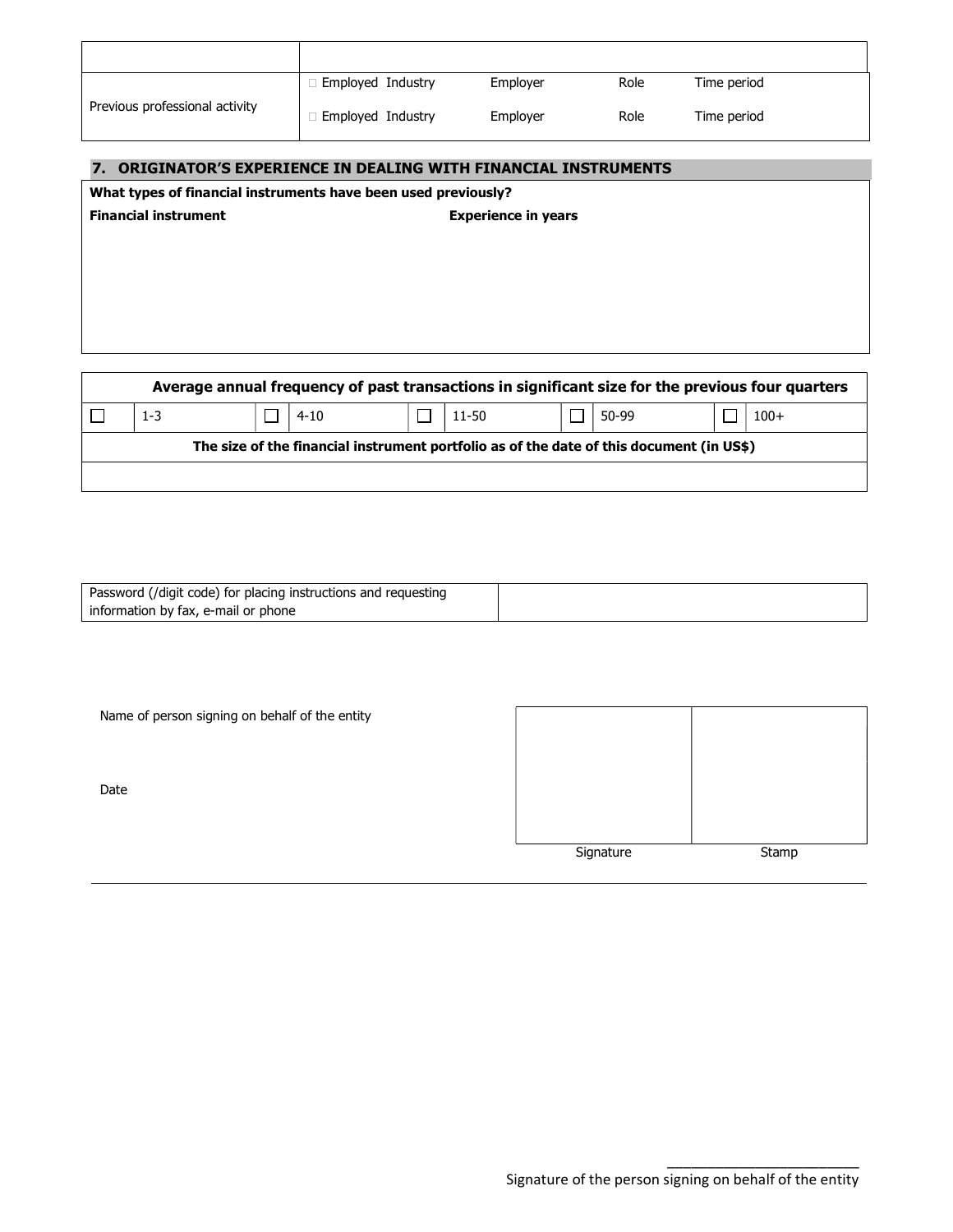| | |
|---|---|
| | |
| Previous professional activity | ☐ Employed Industry Employer Role Time period<br>☐ Employed Industry Employer Role Time period |

## 7. ORIGINATOR'S EXPERIENCE IN DEALING WITH FINANCIAL INSTRUMENTS

**What types of financial instruments have been used previously?**

| Financial instrument | Experience in years |
|---|---|
| | |

| Average annual frequency of past transactions in significant size for the previous four quarters | | | | | | | | | |
|---|---|---|---|---|---|---|---|---|---|
| ☐ | 1-3 | ☐ | 4-10 | ☐ | 11-50 | ☐ | 50-99 | ☐ | 100+ |
| **The size of the financial instrument portfolio as of the date of this document (in US$)** | | | | | | | | | |
| | | | | | | | | | |

| | |
|---|---|
| Password (/digit code) for placing instructions and requesting information by fax, e-mail or phone | |

Name of person signing on behalf of the entity

Date

| | |
|---|---|
| | |
| Signature | Stamp |

______________________
Signature of the person signing on behalf of the entity